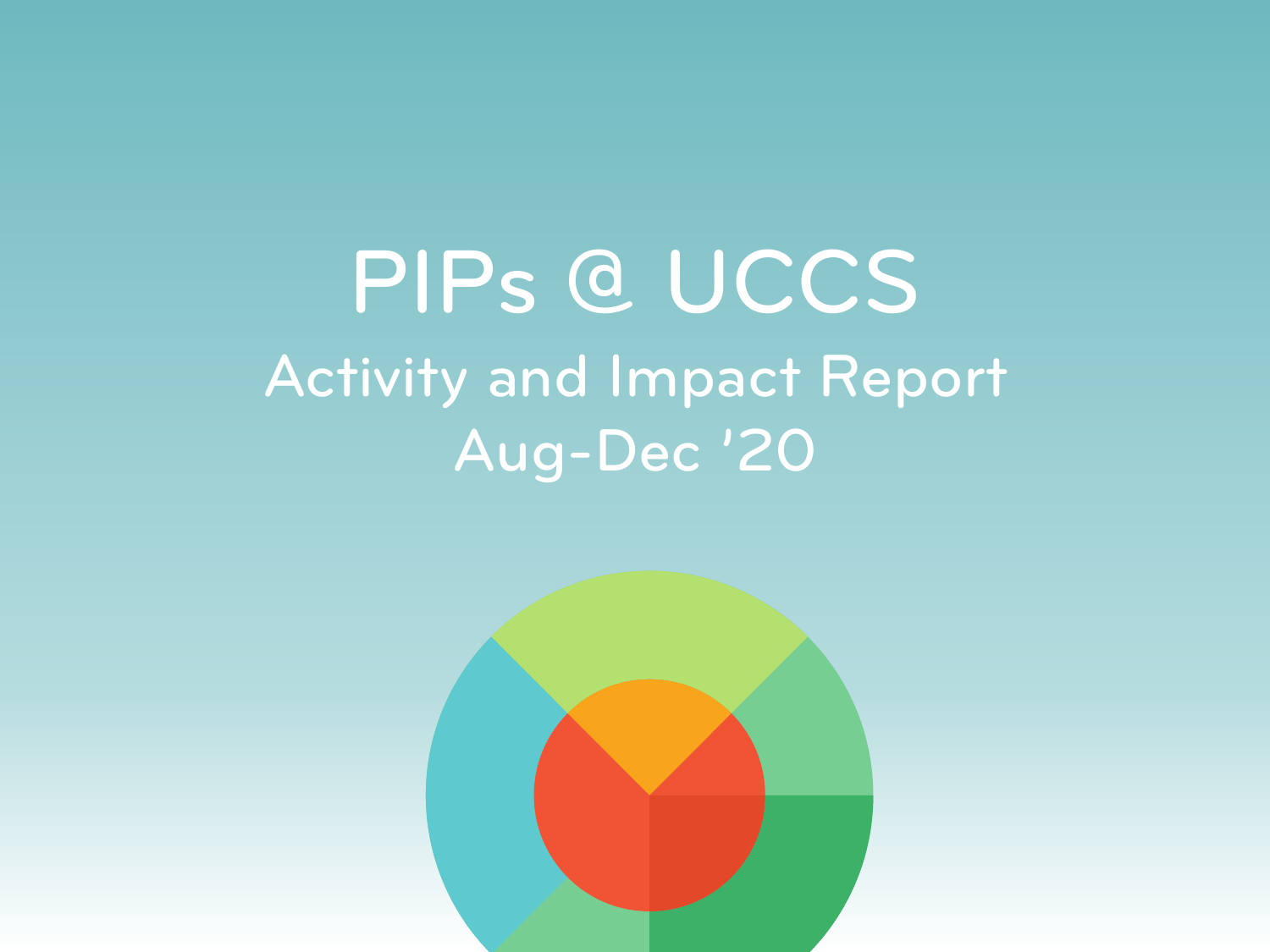# PIPs @ UCCS

## Activity and Impact Report

## Aug-Dec '20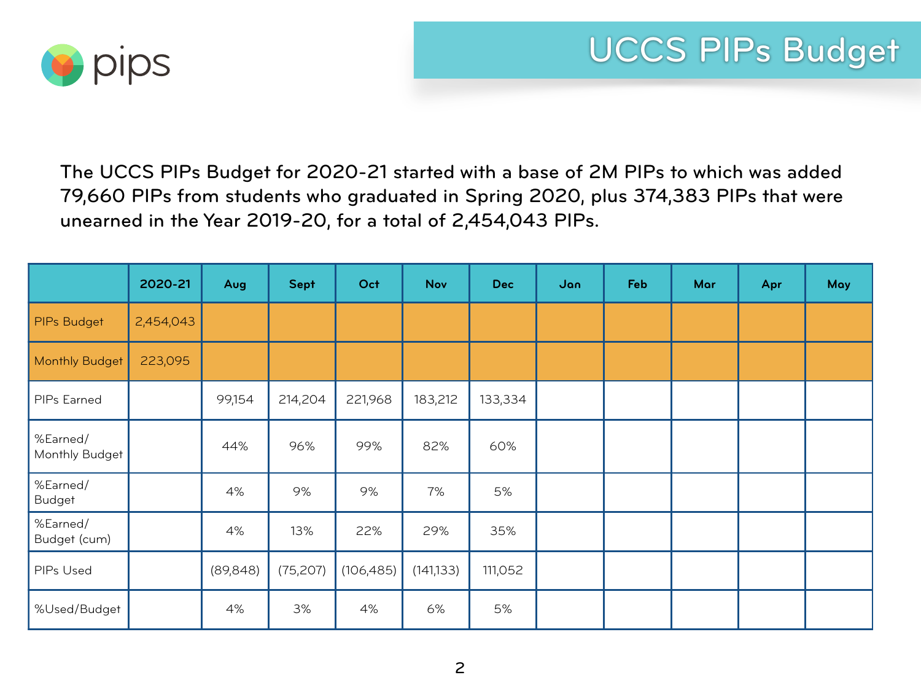# UCCS PIPs Budget

The UCCS PIPs Budget for 2020-21 started with a base of 2M PIPs to which was added 79,660 PIPs from students who graduated in Spring 2020, plus 374,383 PIPs that were unearned in the Year 2019-20, for a total of 2,454,043 PIPs.

| | 2020-21 | Aug | Sept | Oct | Nov | Dec | Jan | Feb | Mar | Apr | May |
|---|---|---|---|---|---|---|---|---|---|---|---|
| PIPs Budget | 2,454,043 | | | | | | | | | | |
| Monthly Budget | 223,095 | | | | | | | | | | |
| PIPs Earned | | 99,154 | 214,204 | 221,968 | 183,212 | 133,334 | | | | | |
| %Earned/ Monthly Budget | | 44% | 96% | 99% | 82% | 60% | | | | | |
| %Earned/ Budget | | 4% | 9% | 9% | 7% | 5% | | | | | |
| %Earned/ Budget (cum) | | 4% | 13% | 22% | 29% | 35% | | | | | |
| PIPs Used | | (89,848) | (75,207) | (106,485) | (141,133) | 111,052 | | | | | |
| %Used/Budget | | 4% | 3% | 4% | 6% | 5% | | | | | |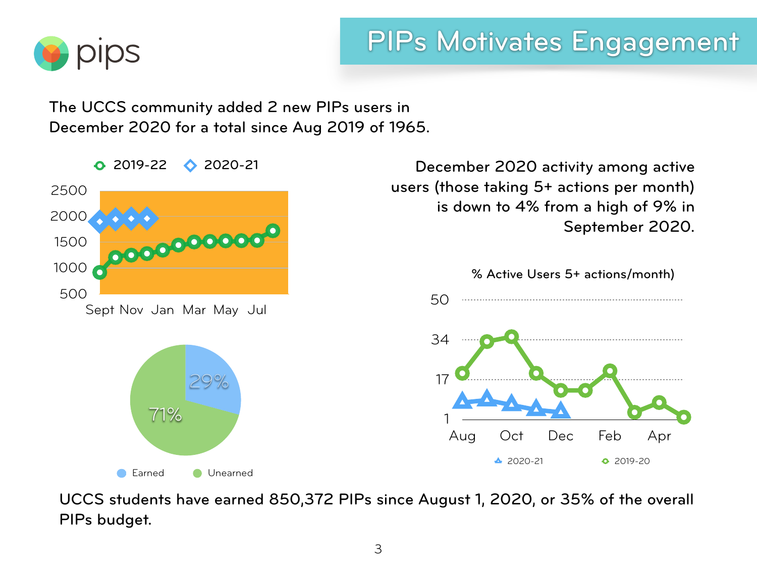pips

# PIPs Motivates Engagement

The UCCS community added 2 new PIPs users in December 2020 for a total since Aug 2019 of 1965.

2019-22
2020-21

2500
2000
1500
1000
500

Sept Nov Jan Mar May Jul

December 2020 activity among active users (those taking 5+ actions per month) is down to 4% from a high of 9% in September 2020.

% Active Users 5+ actions/month)

50
34
17
1

Aug Oct Dec Feb Apr

2020-21
2019-20

29%
71%

Earned
Unearned

UCCS students have earned 850,372 PIPs since August 1, 2020, or 35% of the overall PIPs budget.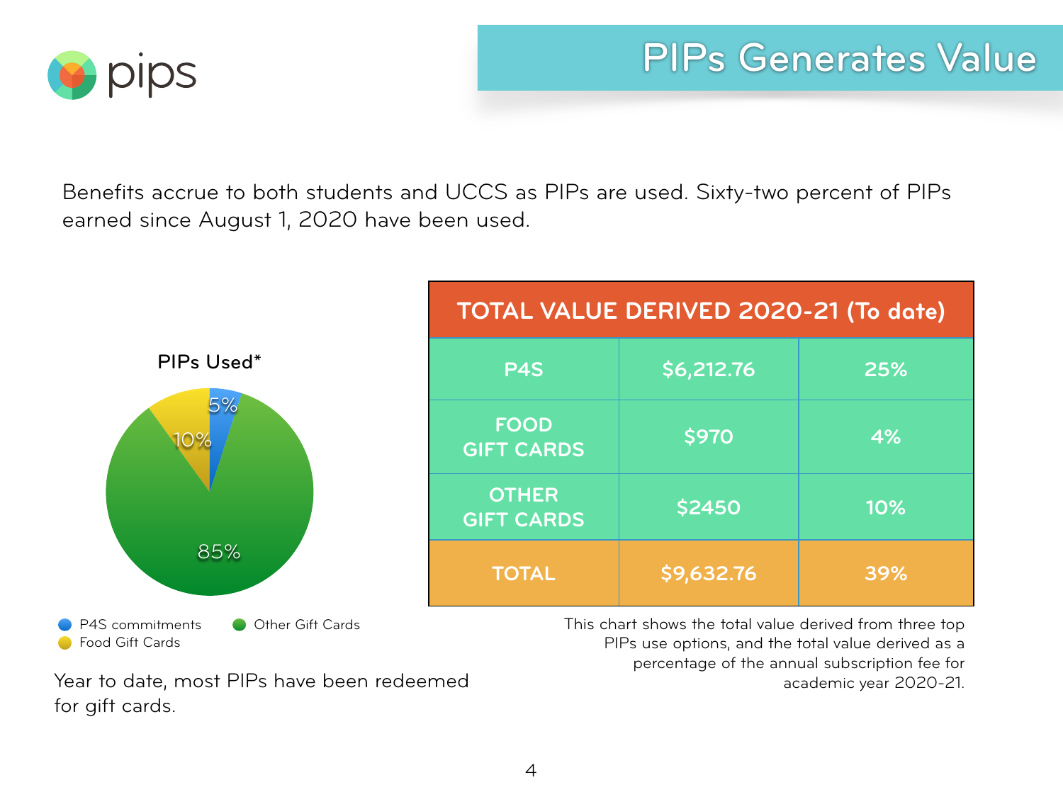pips

# PIPs Generates Value

Benefits accrue to both students and UCCS as PIPs are used. Sixty-two percent of PIPs earned since August 1, 2020 have been used.

**PIPs Used***

- P4S commitments: 5%
- Food Gift Cards: 10%
- Other Gift Cards: 85%

Year to date, most PIPs have been redeemed for gift cards.

| TOTAL VALUE DERIVED 2020-21 (To date) | | |
|---|---|---|
| P4S | $6,212.76 | 25% |
| FOOD GIFT CARDS | $970 | 4% |
| OTHER GIFT CARDS | $2450 | 10% |
| TOTAL | $9,632.76 | 39% |

This chart shows the total value derived from three top PIPs use options, and the total value derived as a percentage of the annual subscription fee for academic year 2020-21.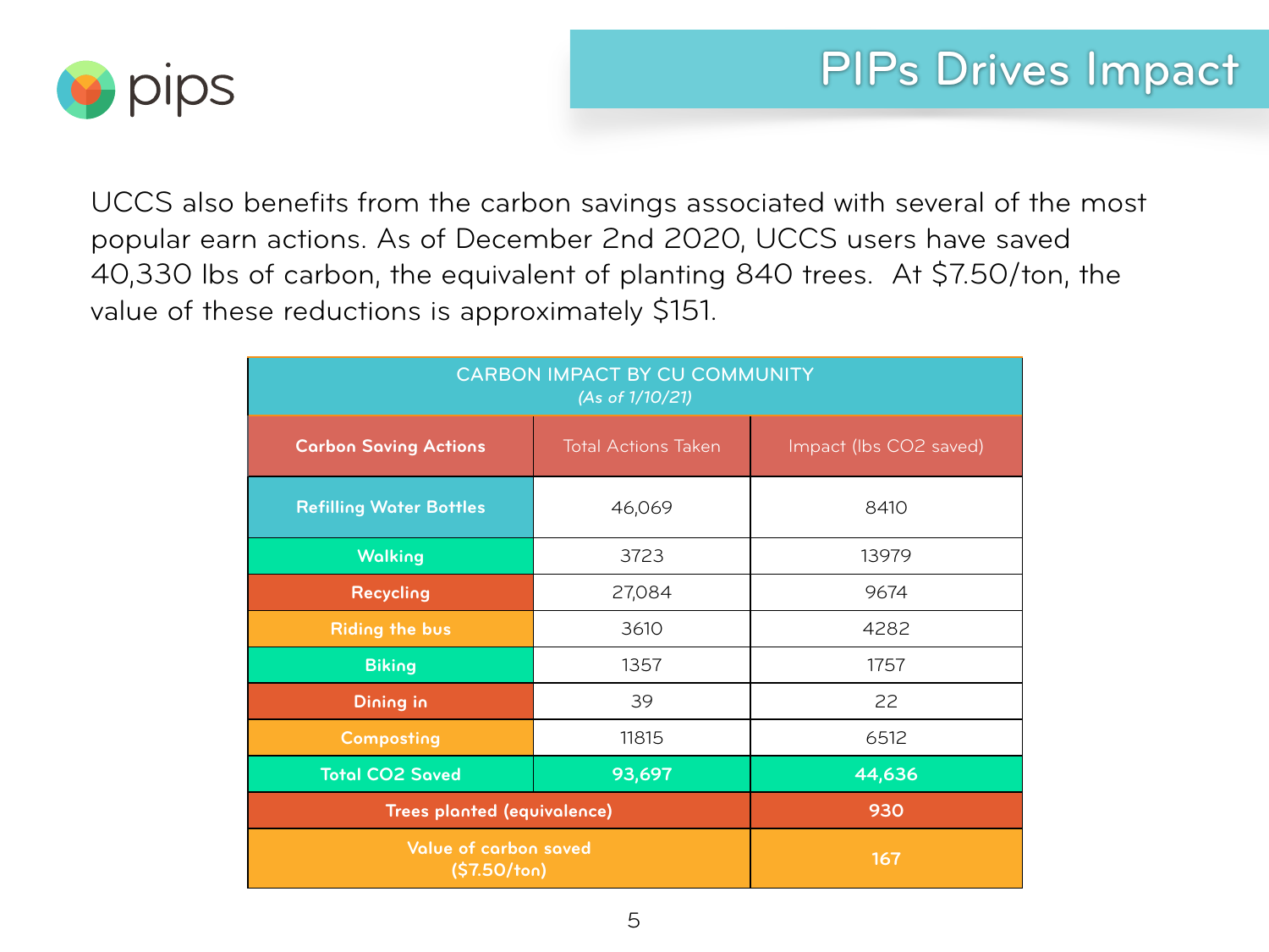# PIPs Drives Impact

UCCS also benefits from the carbon savings associated with several of the most popular earn actions. As of December 2nd 2020, UCCS users have saved 40,330 lbs of carbon, the equivalent of planting 840 trees. At $7.50/ton, the value of these reductions is approximately $151.

| CARBON IMPACT BY CU COMMUNITY *(As of 1/10/21)* | | |
|---|---|---|
| **Carbon Saving Actions** | Total Actions Taken | Impact (lbs CO2 saved) |
| **Refilling Water Bottles** | 46,069 | 8410 |
| **Walking** | 3723 | 13979 |
| **Recycling** | 27,084 | 9674 |
| **Riding the bus** | 3610 | 4282 |
| **Biking** | 1357 | 1757 |
| **Dining in** | 39 | 22 |
| **Composting** | 11815 | 6512 |
| **Total CO2 Saved** | **93,697** | **44,636** |
| **Trees planted (equivalence)** | | **930** |
| **Value of carbon saved ($7.50/ton)** | | **167** |